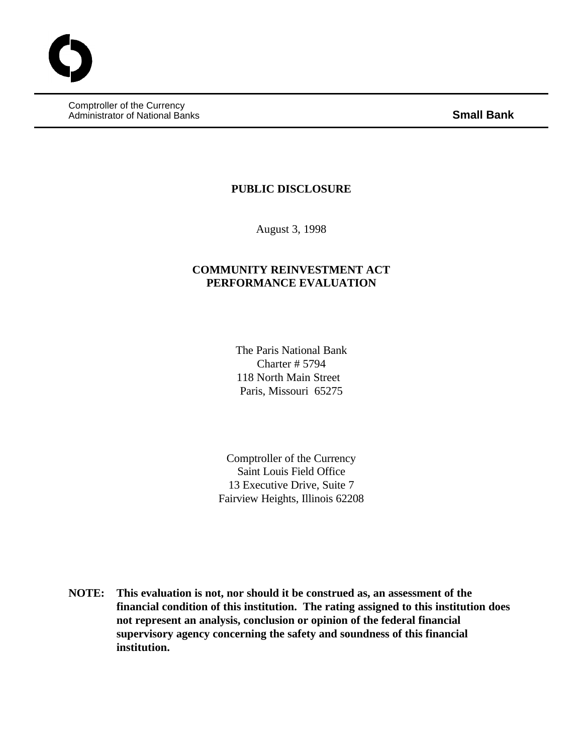Comptroller of the Currency
Administrator of National Banks

**Small Bank**

**PUBLIC DISCLOSURE**

August 3, 1998

**COMMUNITY REINVESTMENT ACT**
**PERFORMANCE EVALUATION**

The Paris National Bank
Charter # 5794
118 North Main Street
Paris, Missouri 65275

Comptroller of the Currency
Saint Louis Field Office
13 Executive Drive, Suite 7
Fairview Heights, Illinois 62208

**NOTE: This evaluation is not, nor should it be construed as, an assessment of the financial condition of this institution. The rating assigned to this institution does not represent an analysis, conclusion or opinion of the federal financial supervisory agency concerning the safety and soundness of this financial institution.**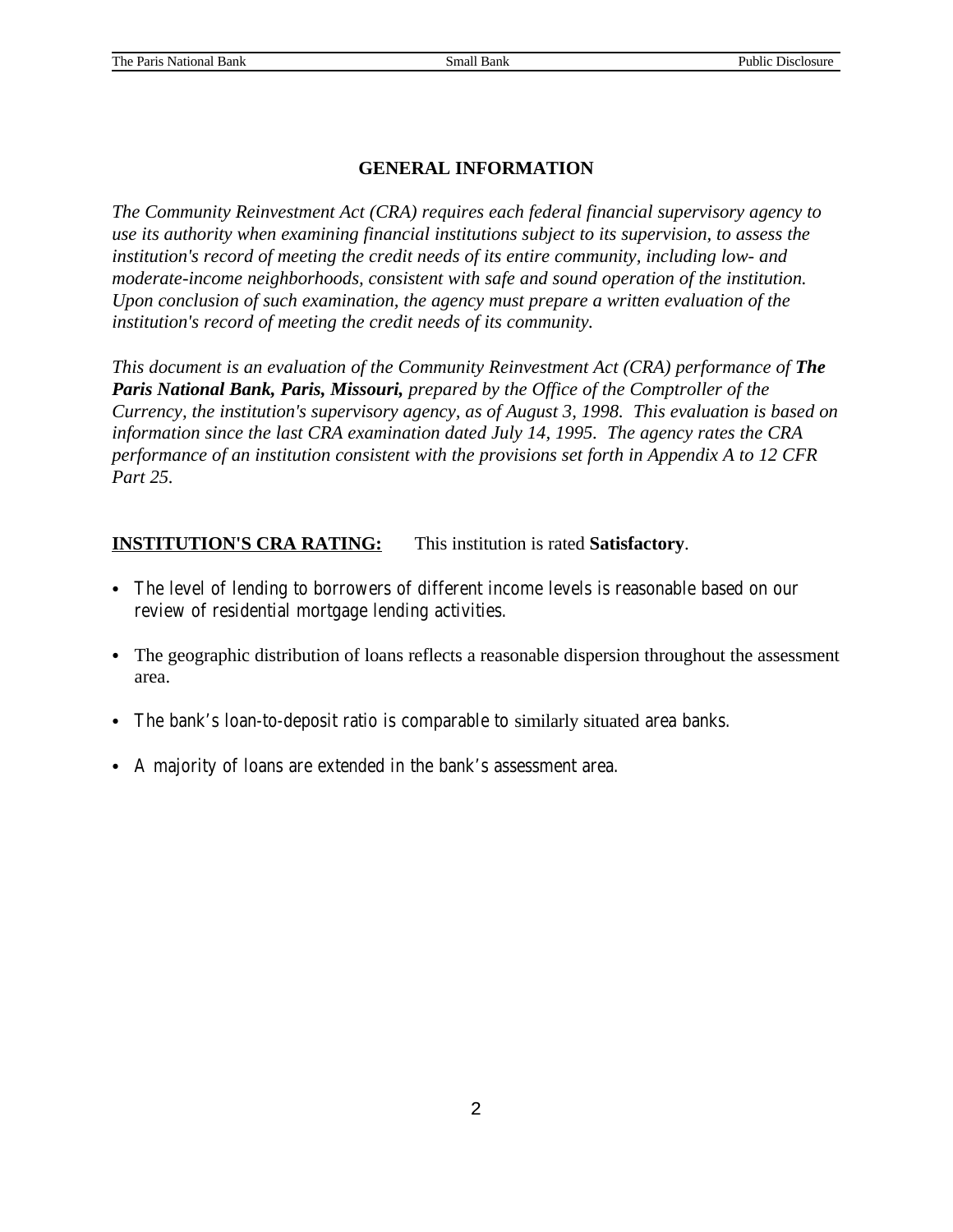## GENERAL INFORMATION

*The Community Reinvestment Act (CRA) requires each federal financial supervisory agency to use its authority when examining financial institutions subject to its supervision, to assess the institution's record of meeting the credit needs of its entire community, including low- and moderate-income neighborhoods, consistent with safe and sound operation of the institution. Upon conclusion of such examination, the agency must prepare a written evaluation of the institution's record of meeting the credit needs of its community.*

*This document is an evaluation of the Community Reinvestment Act (CRA) performance of **The Paris National Bank, Paris, Missouri,** prepared by the Office of the Comptroller of the Currency, the institution's supervisory agency, as of August 3, 1998. This evaluation is based on information since the last CRA examination dated July 14, 1995. The agency rates the CRA performance of an institution consistent with the provisions set forth in Appendix A to 12 CFR Part 25.*

**INSTITUTION'S CRA RATING:** This institution is rated **Satisfactory**.

- The level of lending to borrowers of different income levels is reasonable based on our review of residential mortgage lending activities.
- The geographic distribution of loans reflects a reasonable dispersion throughout the assessment area.
- The bank's loan-to-deposit ratio is comparable to similarly situated area banks.
- A majority of loans are extended in the bank's assessment area.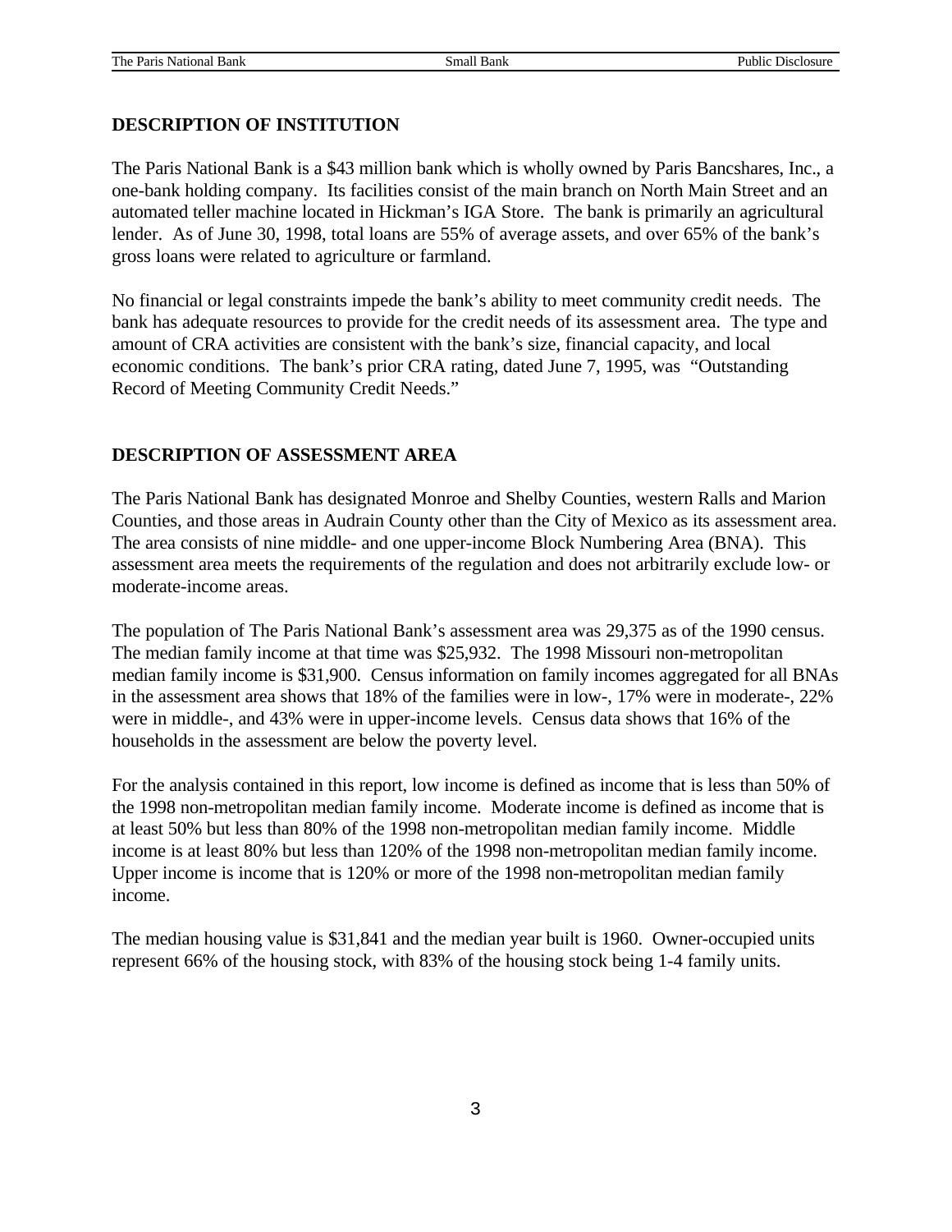## DESCRIPTION OF INSTITUTION

The Paris National Bank is a $43 million bank which is wholly owned by Paris Bancshares, Inc., a one-bank holding company. Its facilities consist of the main branch on North Main Street and an automated teller machine located in Hickman's IGA Store. The bank is primarily an agricultural lender. As of June 30, 1998, total loans are 55% of average assets, and over 65% of the bank's gross loans were related to agriculture or farmland.

No financial or legal constraints impede the bank's ability to meet community credit needs. The bank has adequate resources to provide for the credit needs of its assessment area. The type and amount of CRA activities are consistent with the bank's size, financial capacity, and local economic conditions. The bank's prior CRA rating, dated June 7, 1995, was "Outstanding Record of Meeting Community Credit Needs."

## DESCRIPTION OF ASSESSMENT AREA

The Paris National Bank has designated Monroe and Shelby Counties, western Ralls and Marion Counties, and those areas in Audrain County other than the City of Mexico as its assessment area. The area consists of nine middle- and one upper-income Block Numbering Area (BNA). This assessment area meets the requirements of the regulation and does not arbitrarily exclude low- or moderate-income areas.

The population of The Paris National Bank's assessment area was 29,375 as of the 1990 census. The median family income at that time was $25,932. The 1998 Missouri non-metropolitan median family income is $31,900. Census information on family incomes aggregated for all BNAs in the assessment area shows that 18% of the families were in low-, 17% were in moderate-, 22% were in middle-, and 43% were in upper-income levels. Census data shows that 16% of the households in the assessment are below the poverty level.

For the analysis contained in this report, low income is defined as income that is less than 50% of the 1998 non-metropolitan median family income. Moderate income is defined as income that is at least 50% but less than 80% of the 1998 non-metropolitan median family income. Middle income is at least 80% but less than 120% of the 1998 non-metropolitan median family income. Upper income is income that is 120% or more of the 1998 non-metropolitan median family income.

The median housing value is $31,841 and the median year built is 1960. Owner-occupied units represent 66% of the housing stock, with 83% of the housing stock being 1-4 family units.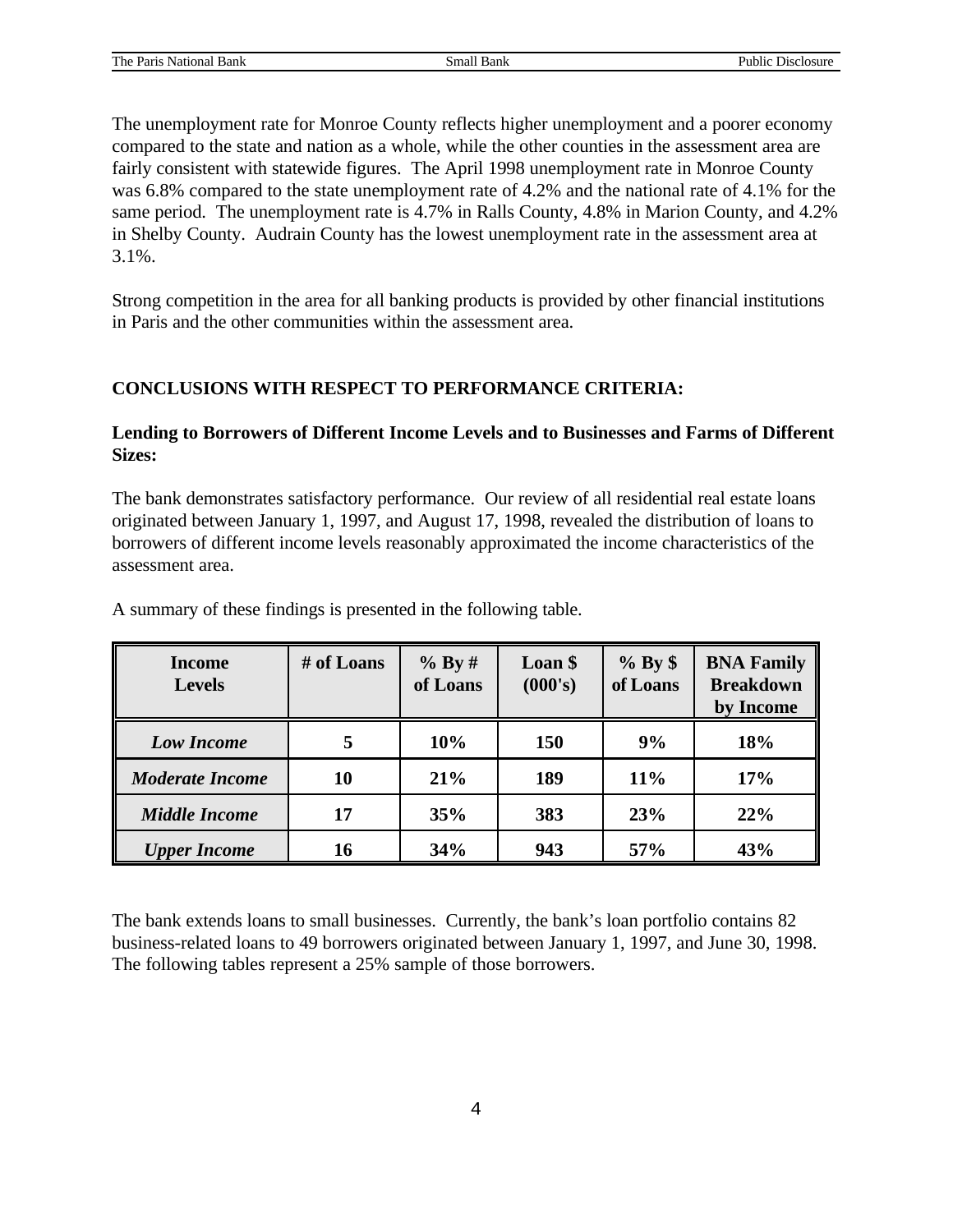The unemployment rate for Monroe County reflects higher unemployment and a poorer economy compared to the state and nation as a whole, while the other counties in the assessment area are fairly consistent with statewide figures. The April 1998 unemployment rate in Monroe County was 6.8% compared to the state unemployment rate of 4.2% and the national rate of 4.1% for the same period. The unemployment rate is 4.7% in Ralls County, 4.8% in Marion County, and 4.2% in Shelby County. Audrain County has the lowest unemployment rate in the assessment area at 3.1%.

Strong competition in the area for all banking products is provided by other financial institutions in Paris and the other communities within the assessment area.

## CONCLUSIONS WITH RESPECT TO PERFORMANCE CRITERIA:

### Lending to Borrowers of Different Income Levels and to Businesses and Farms of Different Sizes:

The bank demonstrates satisfactory performance. Our review of all residential real estate loans originated between January 1, 1997, and August 17, 1998, revealed the distribution of loans to borrowers of different income levels reasonably approximated the income characteristics of the assessment area.

A summary of these findings is presented in the following table.

| Income Levels | # of Loans | % By # of Loans | Loan $ (000's) | % By $ of Loans | BNA Family Breakdown by Income |
|---|---|---|---|---|---|
| ***Low Income*** | **5** | **10%** | **150** | **9%** | **18%** |
| ***Moderate Income*** | **10** | **21%** | **189** | **11%** | **17%** |
| ***Middle Income*** | **17** | **35%** | **383** | **23%** | **22%** |
| ***Upper Income*** | **16** | **34%** | **943** | **57%** | **43%** |

The bank extends loans to small businesses. Currently, the bank's loan portfolio contains 82 business-related loans to 49 borrowers originated between January 1, 1997, and June 30, 1998. The following tables represent a 25% sample of those borrowers.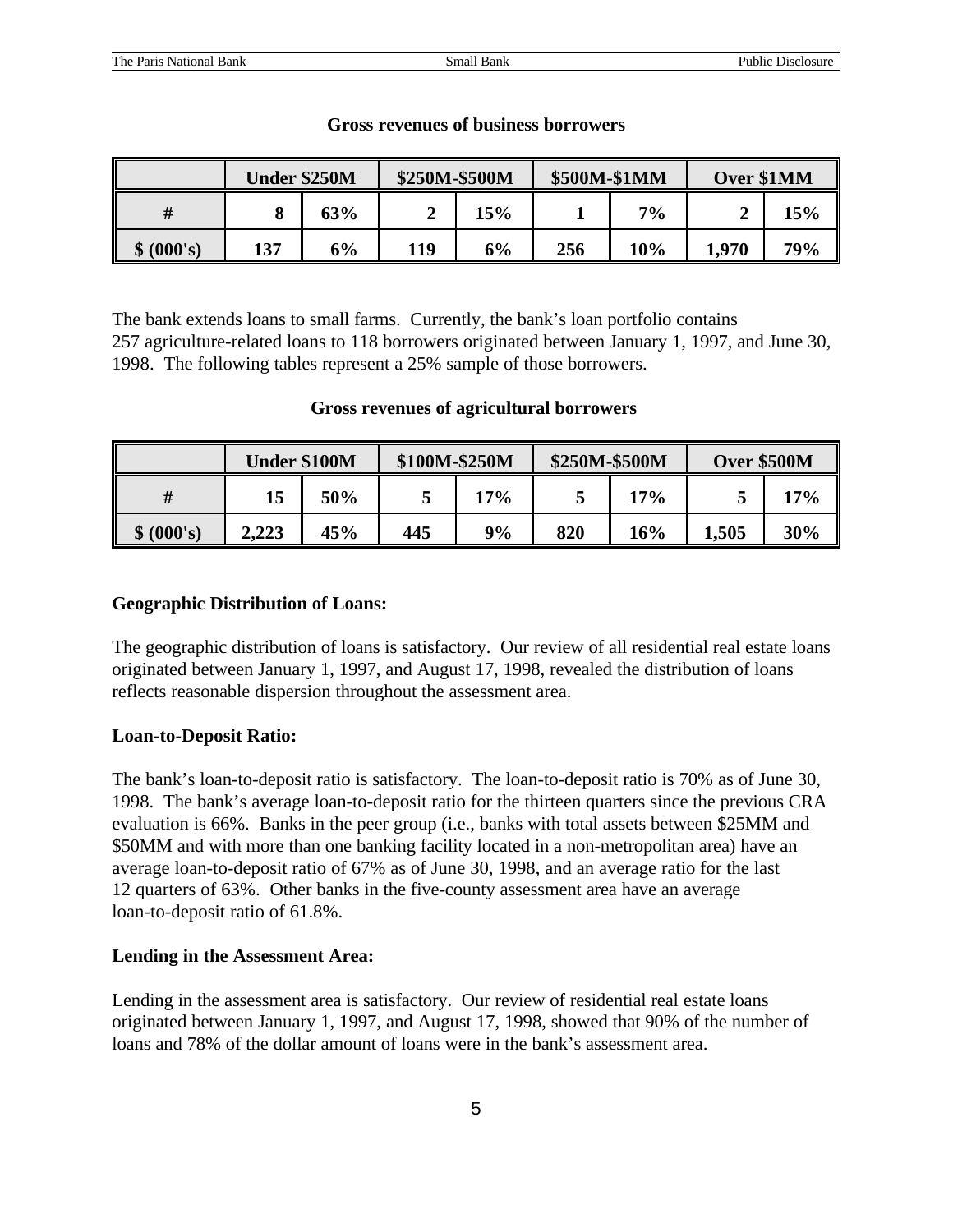**Gross revenues of business borrowers**

| | Under $250M | | $250M-$500M | | $500M-$1MM | | Over $1MM | |
|---|---|---|---|---|---|---|---|---|
| **#** | **8** | **63%** | **2** | **15%** | **1** | **7%** | **2** | **15%** |
| **$ (000's)** | **137** | **6%** | **119** | **6%** | **256** | **10%** | **1,970** | **79%** |

The bank extends loans to small farms. Currently, the bank's loan portfolio contains 257 agriculture-related loans to 118 borrowers originated between January 1, 1997, and June 30, 1998. The following tables represent a 25% sample of those borrowers.

**Gross revenues of agricultural borrowers**

| | Under $100M | | $100M-$250M | | $250M-$500M | | Over $500M | |
|---|---|---|---|---|---|---|---|---|
| **#** | **15** | **50%** | **5** | **17%** | **5** | **17%** | **5** | **17%** |
| **$ (000's)** | **2,223** | **45%** | **445** | **9%** | **820** | **16%** | **1,505** | **30%** |

**Geographic Distribution of Loans:**

The geographic distribution of loans is satisfactory. Our review of all residential real estate loans originated between January 1, 1997, and August 17, 1998, revealed the distribution of loans reflects reasonable dispersion throughout the assessment area.

**Loan-to-Deposit Ratio:**

The bank's loan-to-deposit ratio is satisfactory. The loan-to-deposit ratio is 70% as of June 30, 1998. The bank's average loan-to-deposit ratio for the thirteen quarters since the previous CRA evaluation is 66%. Banks in the peer group (i.e., banks with total assets between $25MM and $50MM and with more than one banking facility located in a non-metropolitan area) have an average loan-to-deposit ratio of 67% as of June 30, 1998, and an average ratio for the last 12 quarters of 63%. Other banks in the five-county assessment area have an average loan-to-deposit ratio of 61.8%.

**Lending in the Assessment Area:**

Lending in the assessment area is satisfactory. Our review of residential real estate loans originated between January 1, 1997, and August 17, 1998, showed that 90% of the number of loans and 78% of the dollar amount of loans were in the bank's assessment area.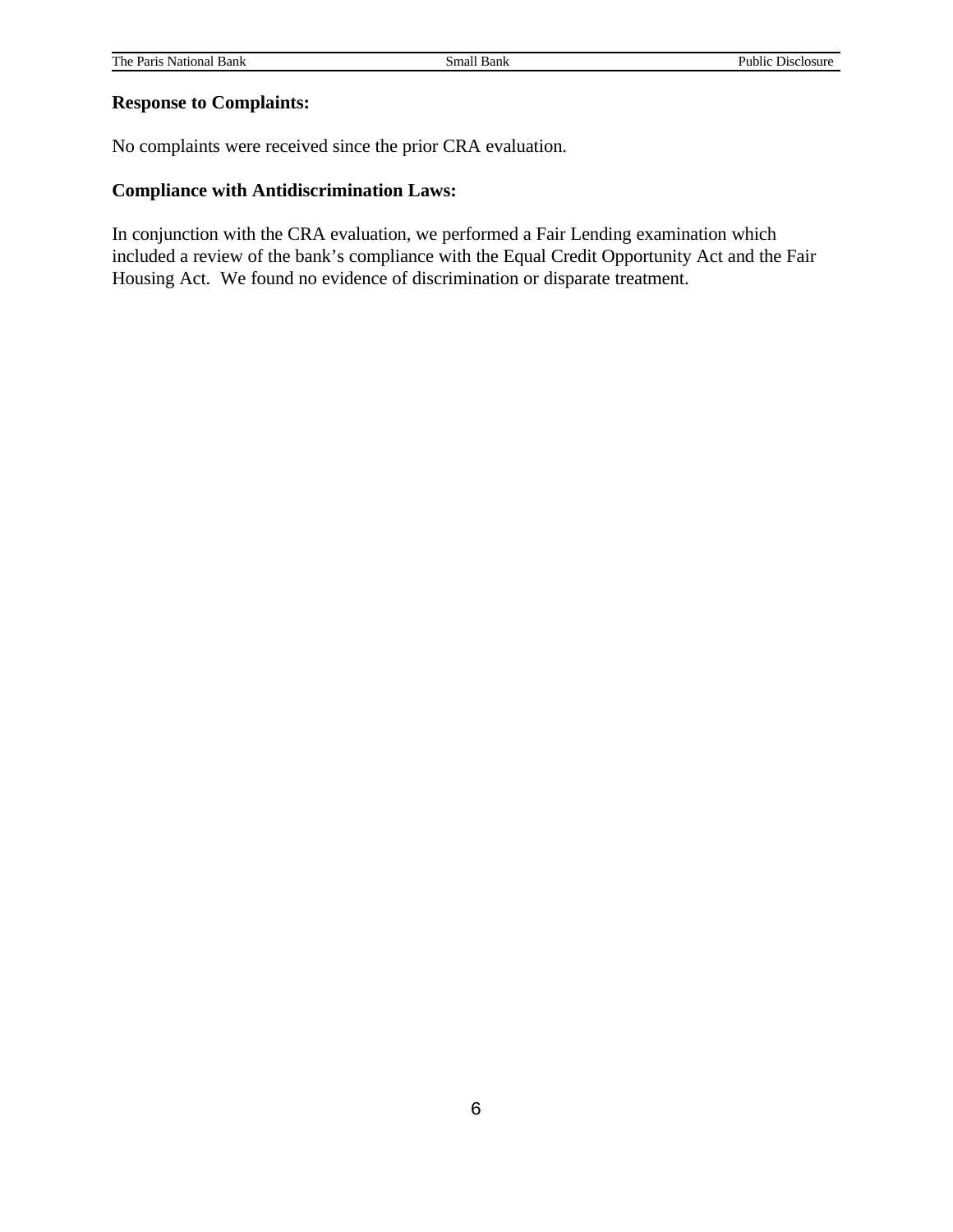**Response to Complaints:**

No complaints were received since the prior CRA evaluation.

**Compliance with Antidiscrimination Laws:**

In conjunction with the CRA evaluation, we performed a Fair Lending examination which included a review of the bank's compliance with the Equal Credit Opportunity Act and the Fair Housing Act. We found no evidence of discrimination or disparate treatment.